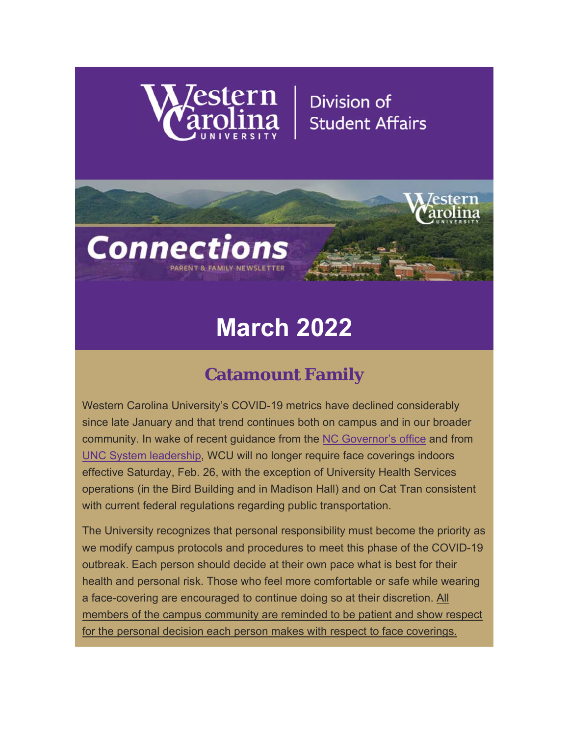Western Carolina University | Division of Student Affairs

# Connections

PARENT & FAMILY NEWSLETTER

# March 2022

## Catamount Family

Western Carolina University's COVID-19 metrics have declined considerably since late January and that trend continues both on campus and in our broader community. In wake of recent guidance from the NC Governor's office and from UNC System leadership, WCU will no longer require face coverings indoors effective Saturday, Feb. 26, with the exception of University Health Services operations (in the Bird Building and in Madison Hall) and on Cat Tran consistent with current federal regulations regarding public transportation.

The University recognizes that personal responsibility must become the priority as we modify campus protocols and procedures to meet this phase of the COVID-19 outbreak. Each person should decide at their own pace what is best for their health and personal risk. Those who feel more comfortable or safe while wearing a face-covering are encouraged to continue doing so at their discretion. All members of the campus community are reminded to be patient and show respect for the personal decision each person makes with respect to face coverings.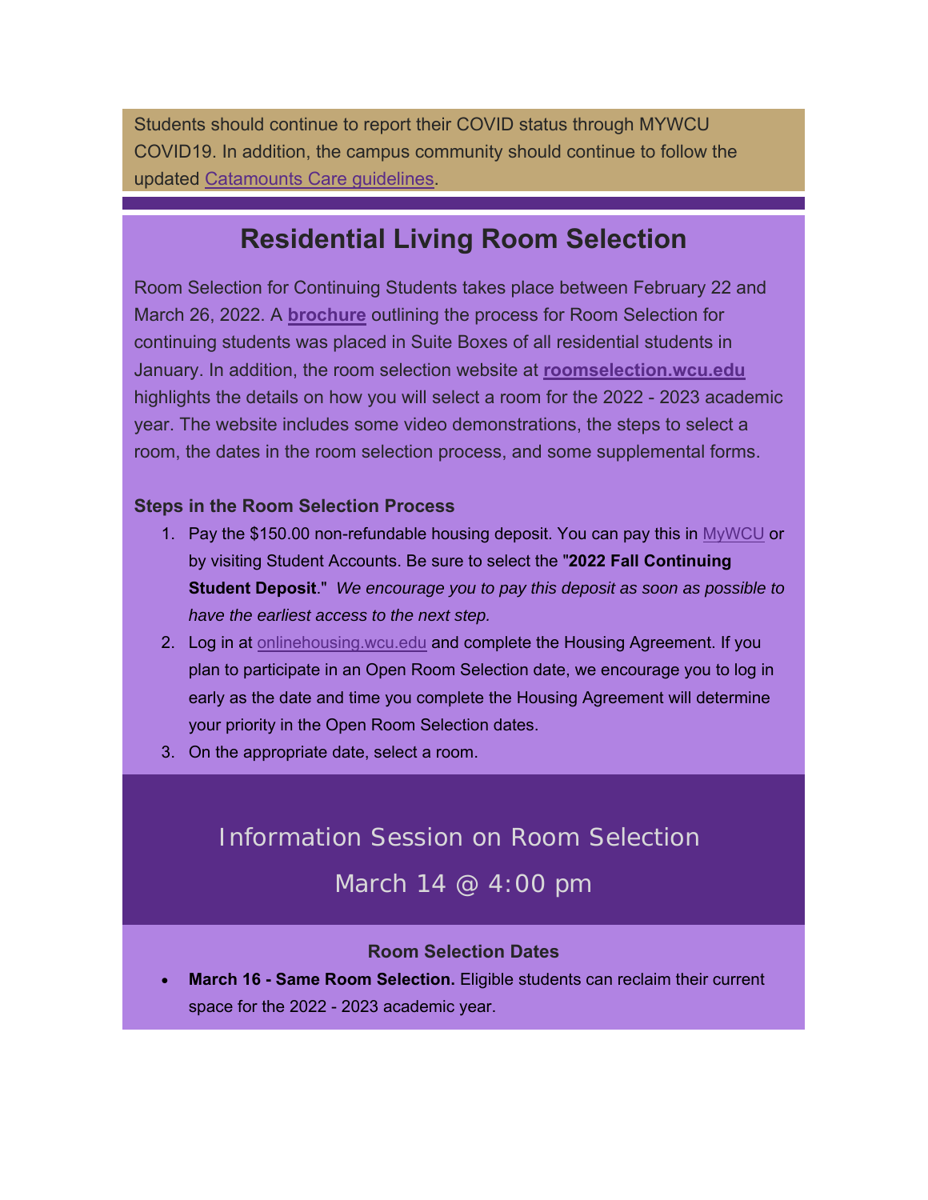Students should continue to report their COVID status through MYWCU COVID19. In addition, the campus community should continue to follow the updated Catamounts Care guidelines.

## Residential Living Room Selection

Room Selection for Continuing Students takes place between February 22 and March 26, 2022. A **brochure** outlining the process for Room Selection for continuing students was placed in Suite Boxes of all residential students in January. In addition, the room selection website at **roomselection.wcu.edu** highlights the details on how you will select a room for the 2022 - 2023 academic year. The website includes some video demonstrations, the steps to select a room, the dates in the room selection process, and some supplemental forms.

**Steps in the Room Selection Process**

1. Pay the $150.00 non-refundable housing deposit. You can pay this in MyWCU or by visiting Student Accounts. Be sure to select the "**2022 Fall Continuing Student Deposit**." *We encourage you to pay this deposit as soon as possible to have the earliest access to the next step.*
2. Log in at onlinehousing.wcu.edu and complete the Housing Agreement. If you plan to participate in an Open Room Selection date, we encourage you to log in early as the date and time you complete the Housing Agreement will determine your priority in the Open Room Selection dates.
3. On the appropriate date, select a room.

### Information Session on Room Selection

### March 14 @ 4:00 pm

**Room Selection Dates**

- **March 16 - Same Room Selection.** Eligible students can reclaim their current space for the 2022 - 2023 academic year.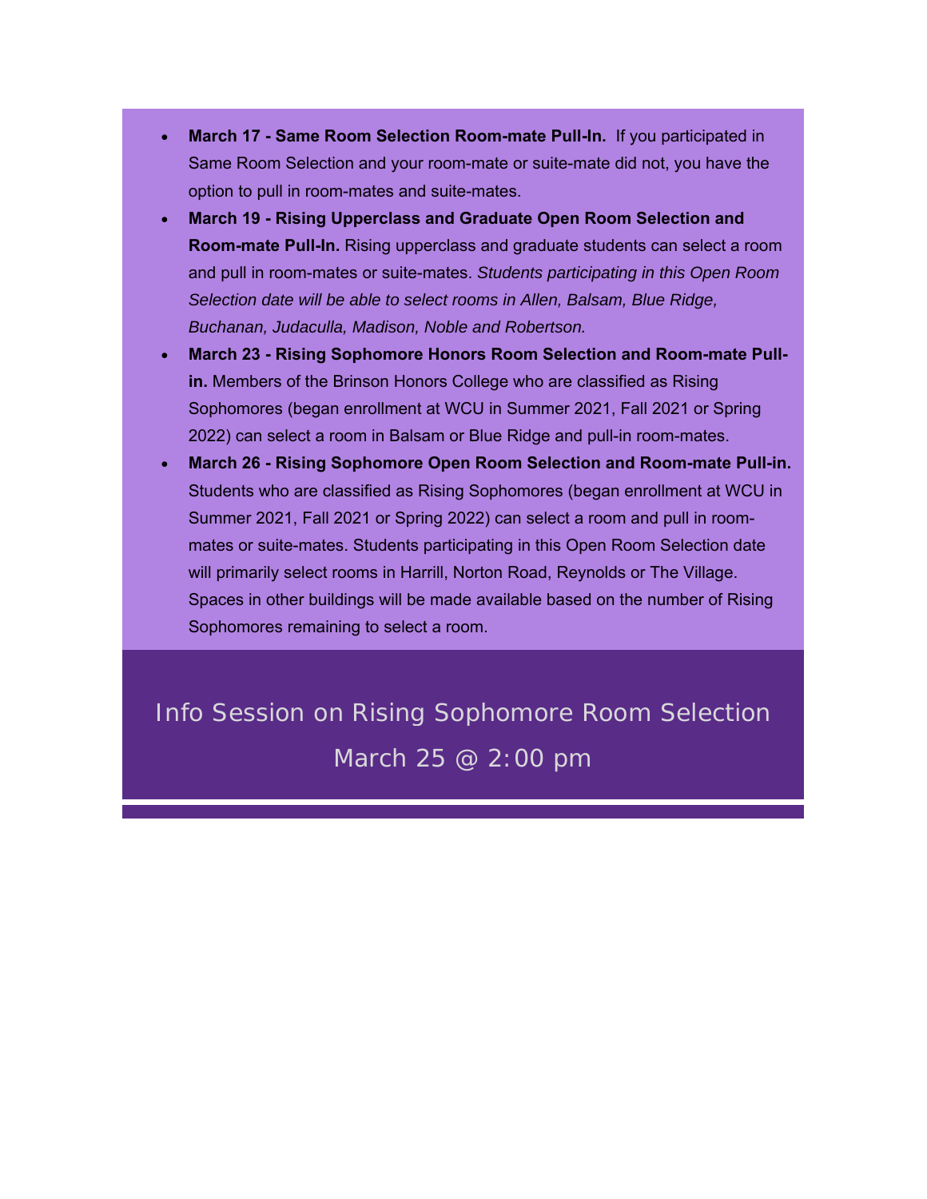- **March 17 - Same Room Selection Room-mate Pull-In.** If you participated in Same Room Selection and your room-mate or suite-mate did not, you have the option to pull in room-mates and suite-mates.
- **March 19 - Rising Upperclass and Graduate Open Room Selection and Room-mate Pull-In.** Rising upperclass and graduate students can select a room and pull in room-mates or suite-mates. *Students participating in this Open Room Selection date will be able to select rooms in Allen, Balsam, Blue Ridge, Buchanan, Judaculla, Madison, Noble and Robertson.*
- **March 23 - Rising Sophomore Honors Room Selection and Room-mate Pull-in.** Members of the Brinson Honors College who are classified as Rising Sophomores (began enrollment at WCU in Summer 2021, Fall 2021 or Spring 2022) can select a room in Balsam or Blue Ridge and pull-in room-mates.
- **March 26 - Rising Sophomore Open Room Selection and Room-mate Pull-in.** Students who are classified as Rising Sophomores (began enrollment at WCU in Summer 2021, Fall 2021 or Spring 2022) can select a room and pull in room-mates or suite-mates. Students participating in this Open Room Selection date will primarily select rooms in Harrill, Norton Road, Reynolds or The Village. Spaces in other buildings will be made available based on the number of Rising Sophomores remaining to select a room.

## Info Session on Rising Sophomore Room Selection
## March 25 @ 2:00 pm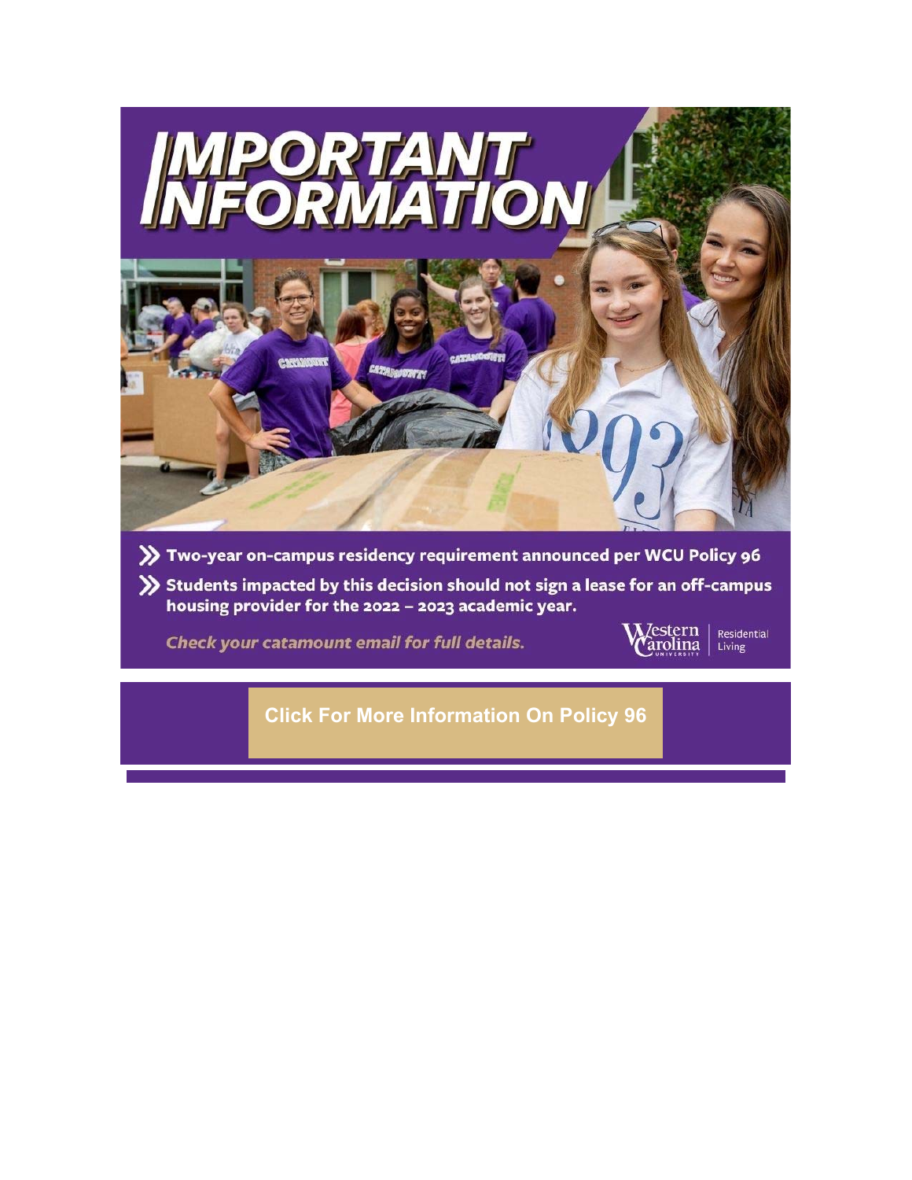# IMPORTANT INFORMATION

- Two-year on-campus residency requirement announced per WCU Policy 96
- Students impacted by this decision should not sign a lease for an off-campus housing provider for the 2022 – 2023 academic year.

*Check your catamount email for full details.*

Western Carolina University | Residential Living

**Click For More Information On Policy 96**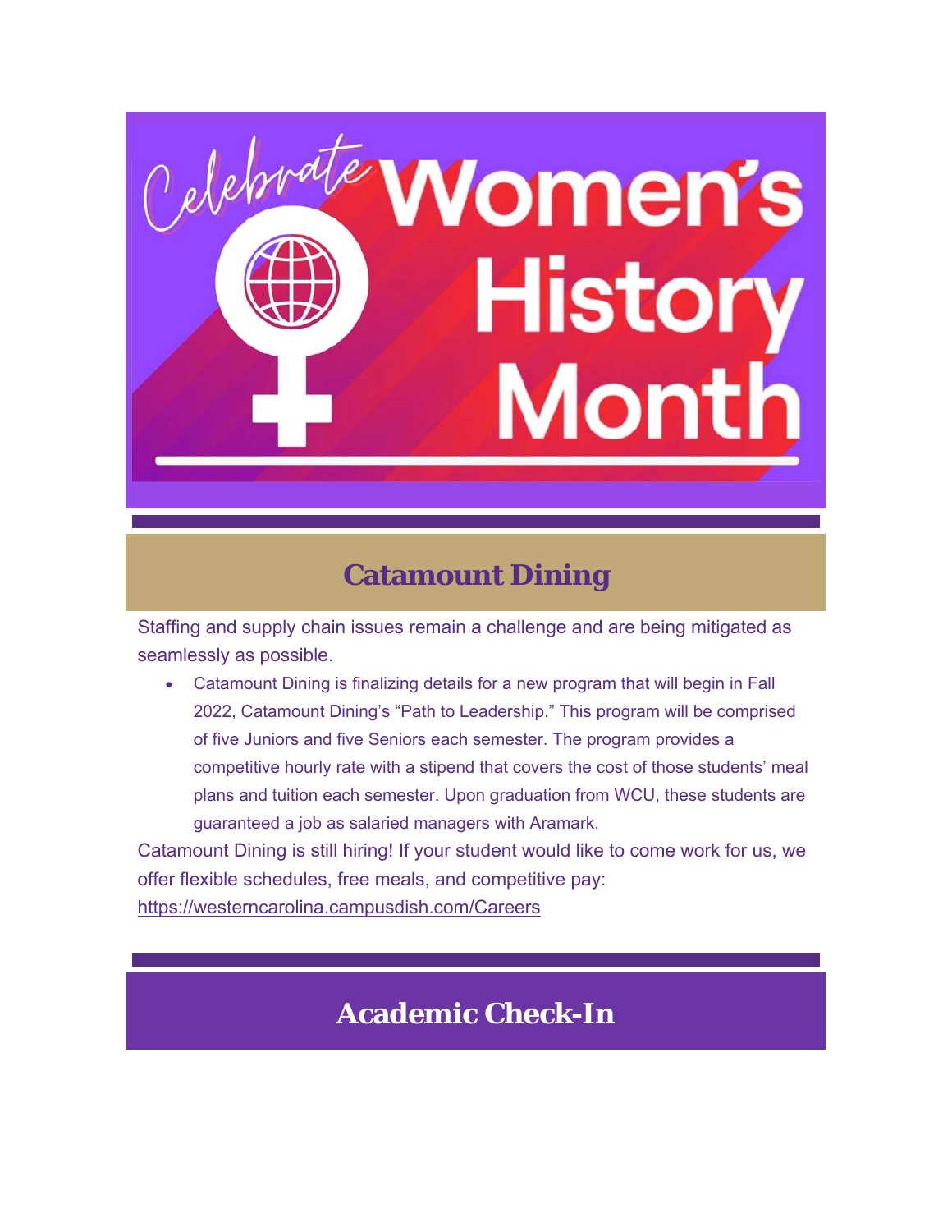Celebrate Women's History Month

## Catamount Dining

Staffing and supply chain issues remain a challenge and are being mitigated as seamlessly as possible.

- Catamount Dining is finalizing details for a new program that will begin in Fall 2022, Catamount Dining's "Path to Leadership." This program will be comprised of five Juniors and five Seniors each semester. The program provides a competitive hourly rate with a stipend that covers the cost of those students' meal plans and tuition each semester. Upon graduation from WCU, these students are guaranteed a job as salaried managers with Aramark.

Catamount Dining is still hiring! If your student would like to come work for us, we offer flexible schedules, free meals, and competitive pay: https://westerncarolina.campusdish.com/Careers

## Academic Check-In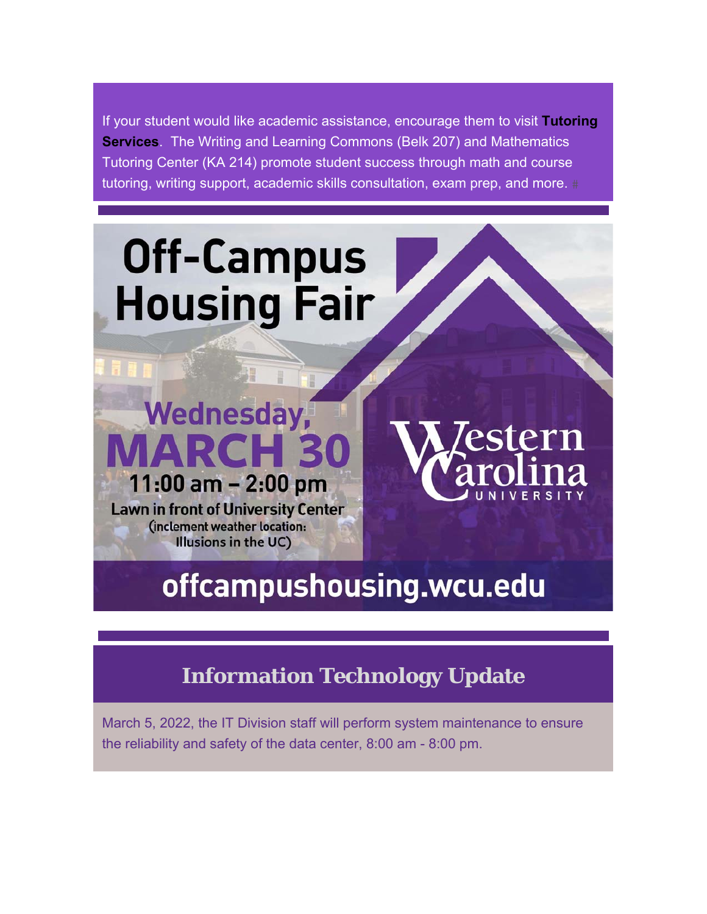If your student would like academic assistance, encourage them to visit **Tutoring Services**. The Writing and Learning Commons (Belk 207) and Mathematics Tutoring Center (KA 214) promote student success through math and course tutoring, writing support, academic skills consultation, exam prep, and more. #

# Off-Campus Housing Fair

**Wednesday, MARCH 30**

**11:00 am – 2:00 pm**

**Lawn in front of University Center**
(inclement weather location: Illusions in the UC)

Western Carolina University

**offcampushousing.wcu.edu**

## Information Technology Update

March 5, 2022, the IT Division staff will perform system maintenance to ensure the reliability and safety of the data center, 8:00 am - 8:00 pm.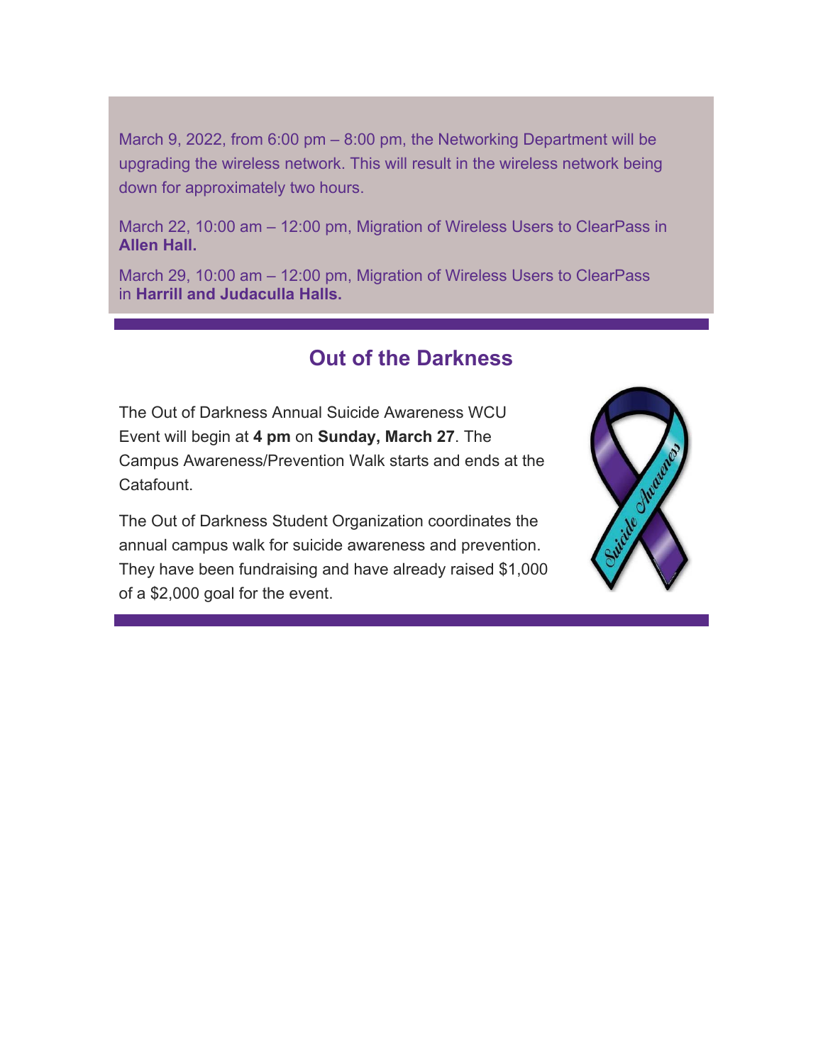March 9, 2022, from 6:00 pm – 8:00 pm, the Networking Department will be upgrading the wireless network. This will result in the wireless network being down for approximately two hours.

March 22, 10:00 am – 12:00 pm, Migration of Wireless Users to ClearPass in **Allen Hall.**

March 29, 10:00 am – 12:00 pm, Migration of Wireless Users to ClearPass in **Harrill and Judaculla Halls.**

## Out of the Darkness

The Out of Darkness Annual Suicide Awareness WCU Event will begin at **4 pm** on **Sunday, March 27**. The Campus Awareness/Prevention Walk starts and ends at the Catafount.

The Out of Darkness Student Organization coordinates the annual campus walk for suicide awareness and prevention. They have been fundraising and have already raised $1,000 of a $2,000 goal for the event.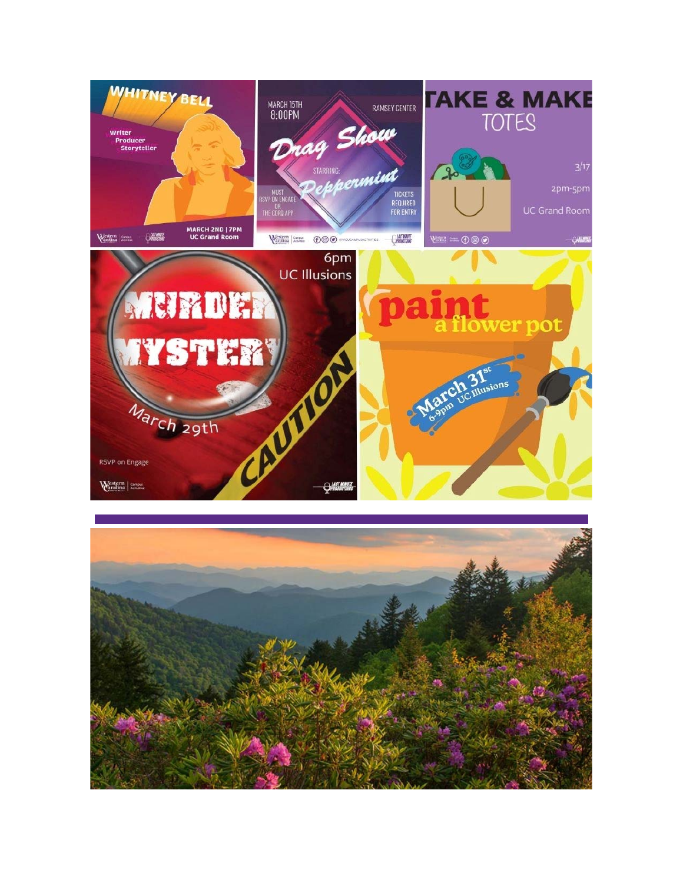WHITNEY BELL

Writer
Producer
Storyteller

MARCH 2ND | 7PM
UC Grand Room

Western Carolina University | Campus Activities
Last Minute Productions

MARCH 15TH
8:00PM

RAMSEY CENTER

Drag Show

STARRING:
Peppermint

MUST RSVP ON ENGAGE OR THE CORQ APP

TICKETS REQUIRED FOR ENTRY

Western Carolina University | Campus Activities
@WCUCAMPUSACTIVITIES
Last Minute Productions

TAKE & MAKE TOTES

3/17
2pm-5pm
UC Grand Room

Western Carolina University | Campus Activities
Last Minute Productions

6pm
UC Illusions

MURDER MYSTERY

March 29th

CAUTION

RSVP on Engage

Western Carolina University | Campus Activities
Last Minute Productions

paint a flower pot

March 31st
6-9pm UC Illusions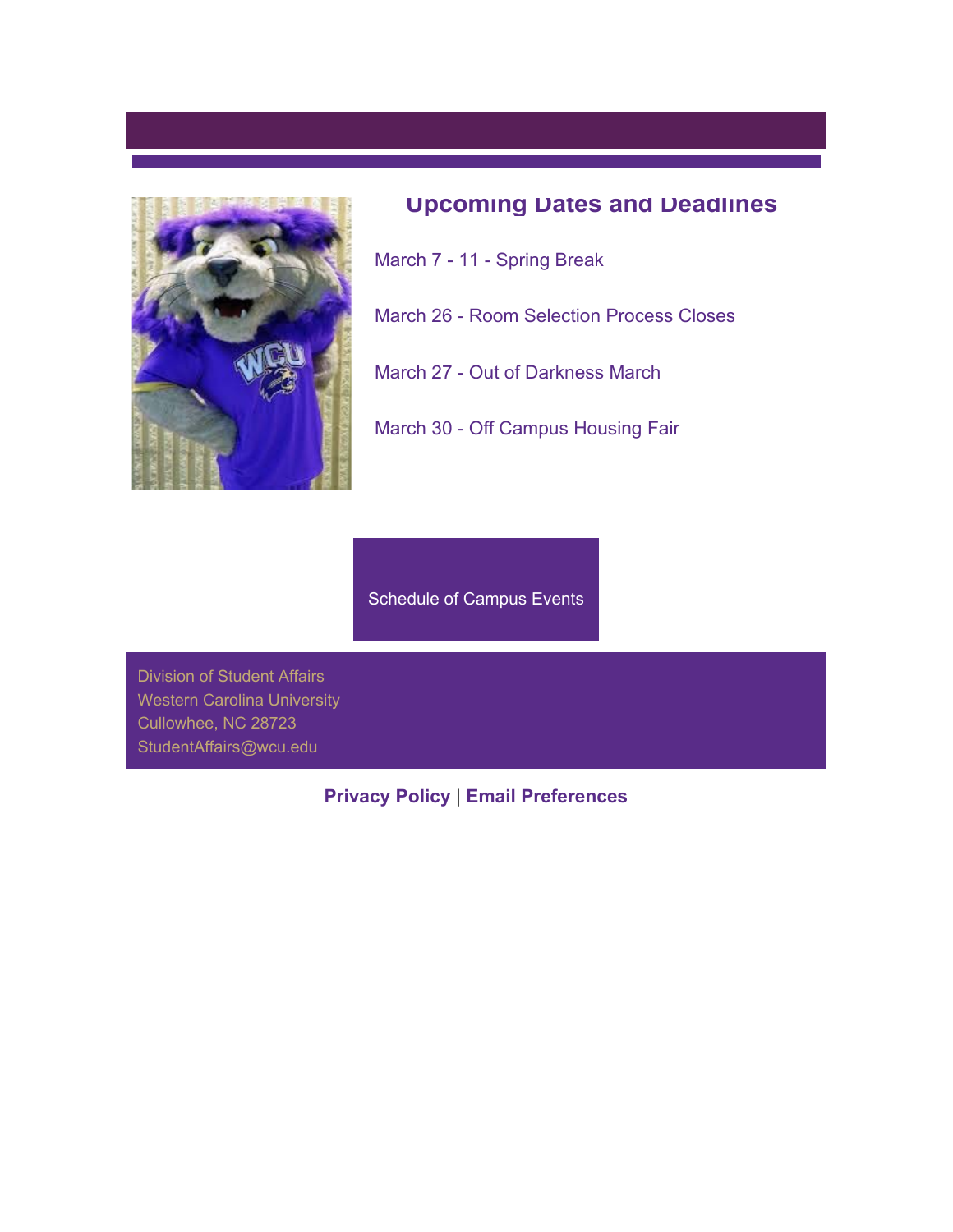## Upcoming Dates and Deadlines

March 7 - 11 - Spring Break

March 26 - Room Selection Process Closes

March 27 - Out of Darkness March

March 30 - Off Campus Housing Fair

Schedule of Campus Events

Division of Student Affairs
Western Carolina University
Cullowhee, NC 28723
StudentAffairs@wcu.edu

**Privacy Policy** | **Email Preferences**